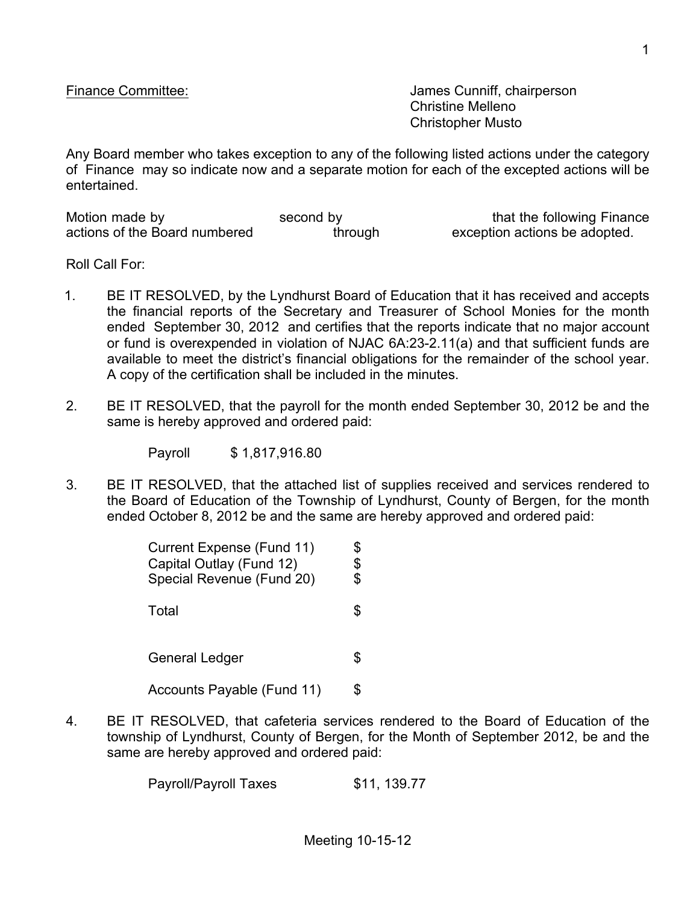Finance Committee: James Cunniff, chairperson
Christine Melleno
Christopher Musto

Any Board member who takes exception to any of the following listed actions under the category of Finance may so indicate now and a separate motion for each of the excepted actions will be entertained.

Motion made by second by that the following Finance actions of the Board numbered through exception actions be adopted.

Roll Call For:

1. BE IT RESOLVED, by the Lyndhurst Board of Education that it has received and accepts the financial reports of the Secretary and Treasurer of School Monies for the month ended September 30, 2012 and certifies that the reports indicate that no major account or fund is overexpended in violation of NJAC 6A:23-2.11(a) and that sufficient funds are available to meet the district's financial obligations for the remainder of the school year. A copy of the certification shall be included in the minutes.

2. BE IT RESOLVED, that the payroll for the month ended September 30, 2012 be and the same is hereby approved and ordered paid:

   Payroll $ 1,817,916.80

3. BE IT RESOLVED, that the attached list of supplies received and services rendered to the Board of Education of the Township of Lyndhurst, County of Bergen, for the month ended October 8, 2012 be and the same are hereby approved and ordered paid:

   | | |
   |---|---|
   | Current Expense (Fund 11) | $ |
   | Capital Outlay (Fund 12) | $ |
   | Special Revenue (Fund 20) | $ |
   | Total | $ |
   | General Ledger | $ |
   | Accounts Payable (Fund 11) | $ |

4. BE IT RESOLVED, that cafeteria services rendered to the Board of Education of the township of Lyndhurst, County of Bergen, for the Month of September 2012, be and the same are hereby approved and ordered paid:

   Payroll/Payroll Taxes $11, 139.77

Meeting 10-15-12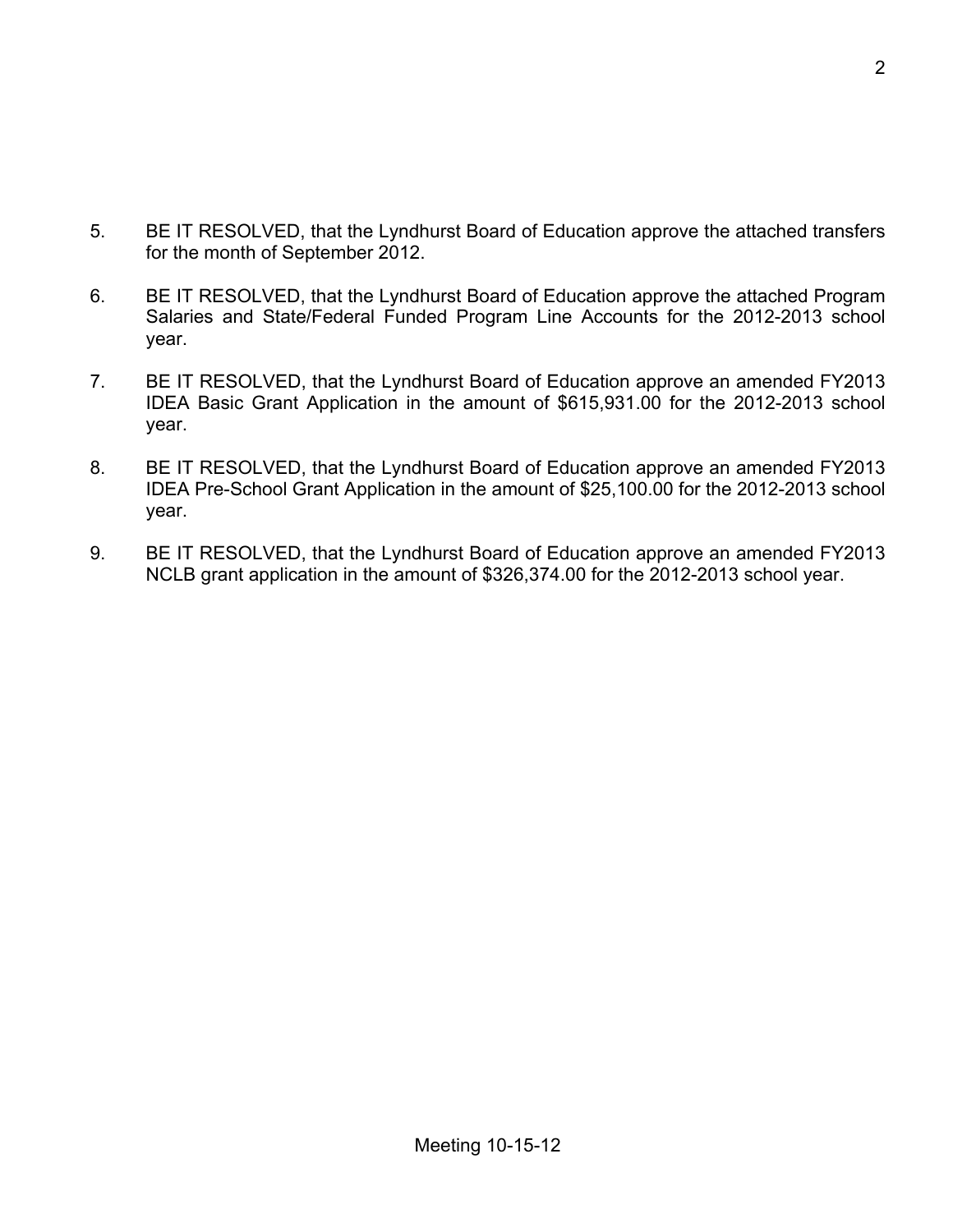5. BE IT RESOLVED, that the Lyndhurst Board of Education approve the attached transfers for the month of September 2012.

6. BE IT RESOLVED, that the Lyndhurst Board of Education approve the attached Program Salaries and State/Federal Funded Program Line Accounts for the 2012-2013 school year.

7. BE IT RESOLVED, that the Lyndhurst Board of Education approve an amended FY2013 IDEA Basic Grant Application in the amount of $615,931.00 for the 2012-2013 school year.

8. BE IT RESOLVED, that the Lyndhurst Board of Education approve an amended FY2013 IDEA Pre-School Grant Application in the amount of $25,100.00 for the 2012-2013 school year.

9. BE IT RESOLVED, that the Lyndhurst Board of Education approve an amended FY2013 NCLB grant application in the amount of $326,374.00 for the 2012-2013 school year.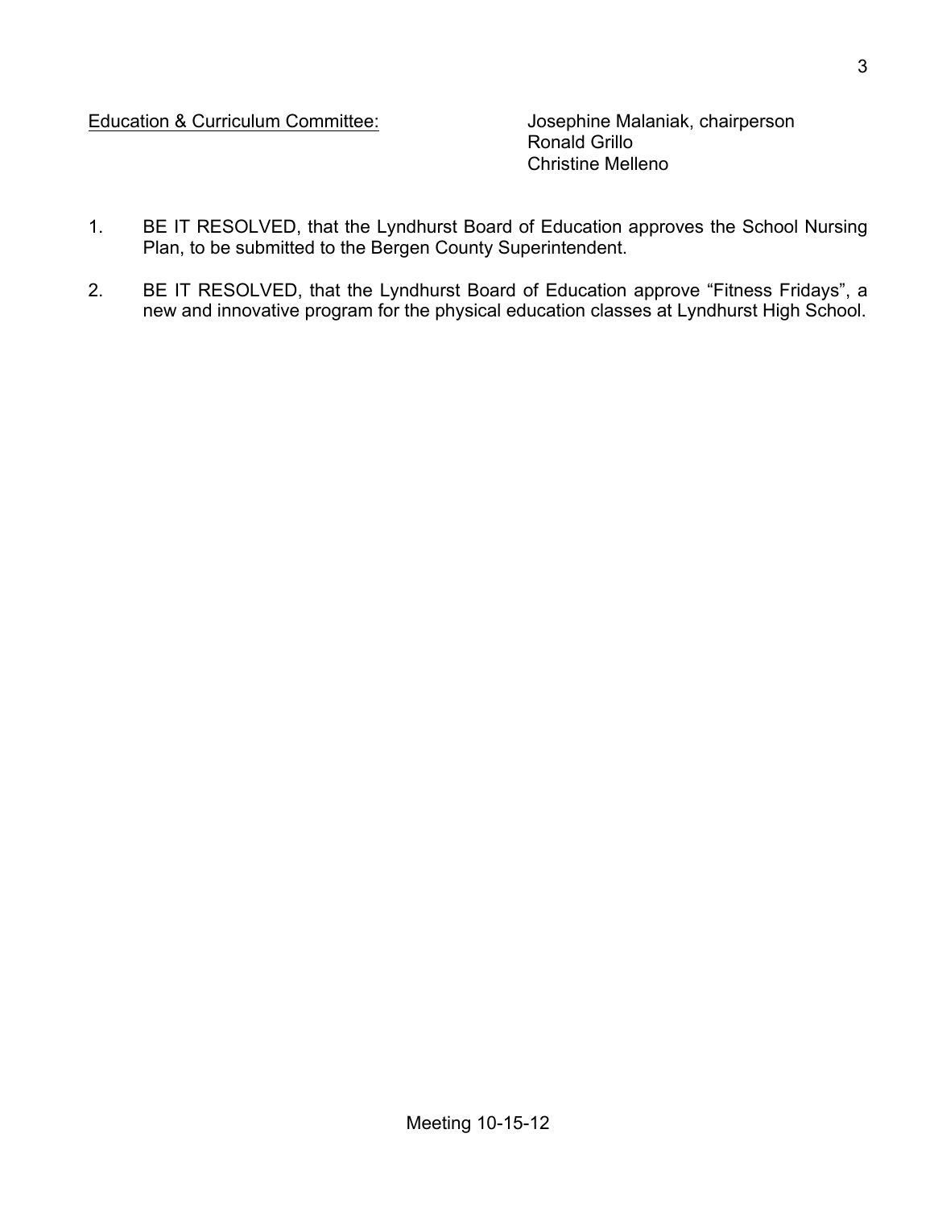<u>Education & Curriculum Committee:</u>

Josephine Malaniak, chairperson
Ronald Grillo
Christine Melleno

1. BE IT RESOLVED, that the Lyndhurst Board of Education approves the School Nursing Plan, to be submitted to the Bergen County Superintendent.

2. BE IT RESOLVED, that the Lyndhurst Board of Education approve "Fitness Fridays", a new and innovative program for the physical education classes at Lyndhurst High School.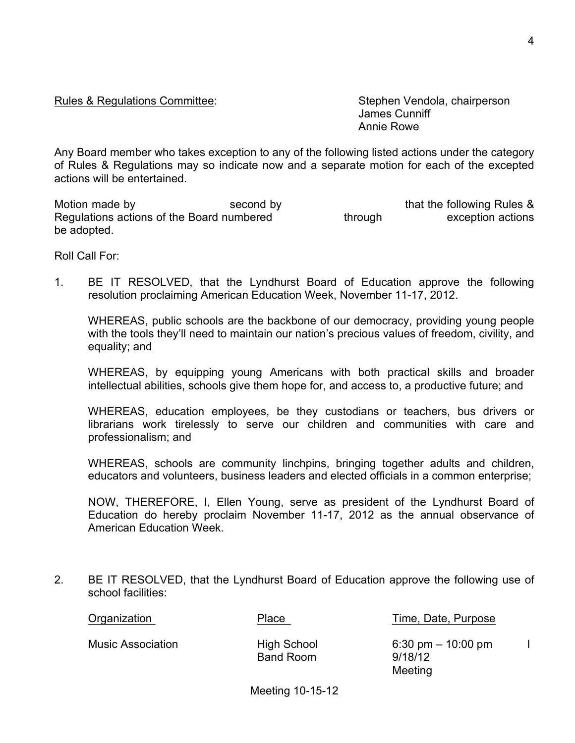<u>Rules & Regulations Committee</u>: Stephen Vendola, chairperson
James Cunniff
Annie Rowe

Any Board member who takes exception to any of the following listed actions under the category of Rules & Regulations may so indicate now and a separate motion for each of the excepted actions will be entertained.

Motion made by second by that the following Rules & Regulations actions of the Board numbered through exception actions be adopted.

Roll Call For:

1. BE IT RESOLVED, that the Lyndhurst Board of Education approve the following resolution proclaiming American Education Week, November 11-17, 2012.

   WHEREAS, public schools are the backbone of our democracy, providing young people with the tools they'll need to maintain our nation's precious values of freedom, civility, and equality; and

   WHEREAS, by equipping young Americans with both practical skills and broader intellectual abilities, schools give them hope for, and access to, a productive future; and

   WHEREAS, education employees, be they custodians or teachers, bus drivers or librarians work tirelessly to serve our children and communities with care and professionalism; and

   WHEREAS, schools are community linchpins, bringing together adults and children, educators and volunteers, business leaders and elected officials in a common enterprise;

   NOW, THEREFORE, I, Ellen Young, serve as president of the Lyndhurst Board of Education do hereby proclaim November 11-17, 2012 as the annual observance of American Education Week.

2. BE IT RESOLVED, that the Lyndhurst Board of Education approve the following use of school facilities:

| Organization | Place | Time, Date, Purpose | |
|---|---|---|---|
| Music Association | High School Band Room | 6:30 pm – 10:00 pm 9/18/12 Meeting | I |

Meeting 10-15-12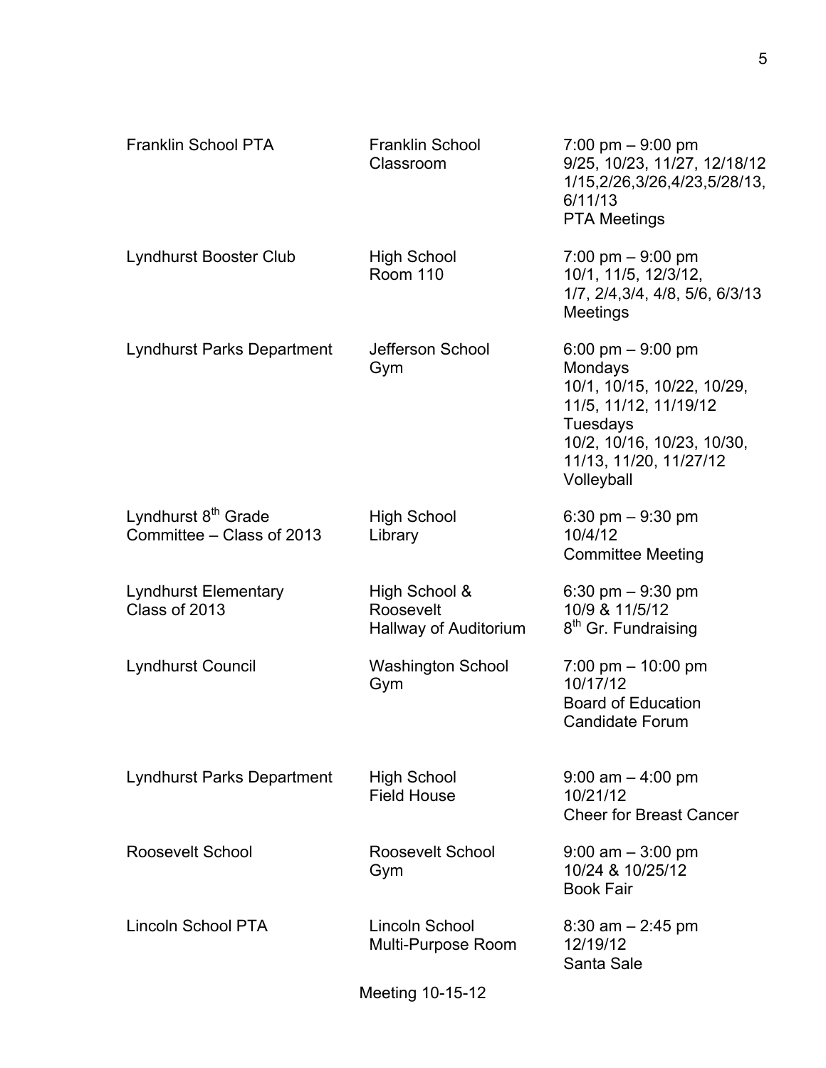| | | |
|---|---|---|
| Franklin School PTA | Franklin School Classroom | 7:00 pm – 9:00 pm<br>9/25, 10/23, 11/27, 12/18/12<br>1/15,2/26,3/26,4/23,5/28/13,<br>6/11/13<br>PTA Meetings |
| Lyndhurst Booster Club | High School<br>Room 110 | 7:00 pm – 9:00 pm<br>10/1, 11/5, 12/3/12,<br>1/7, 2/4,3/4, 4/8, 5/6, 6/3/13<br>Meetings |
| Lyndhurst Parks Department | Jefferson School<br>Gym | 6:00 pm – 9:00 pm<br>Mondays<br>10/1, 10/15, 10/22, 10/29,<br>11/5, 11/12, 11/19/12<br>Tuesdays<br>10/2, 10/16, 10/23, 10/30,<br>11/13, 11/20, 11/27/12<br>Volleyball |
| Lyndhurst 8th Grade Committee – Class of 2013 | High School<br>Library | 6:30 pm – 9:30 pm<br>10/4/12<br>Committee Meeting |
| Lyndhurst Elementary Class of 2013 | High School &<br>Roosevelt<br>Hallway of Auditorium | 6:30 pm – 9:30 pm<br>10/9 & 11/5/12<br>8th Gr. Fundraising |
| Lyndhurst Council | Washington School<br>Gym | 7:00 pm – 10:00 pm<br>10/17/12<br>Board of Education<br>Candidate Forum |
| Lyndhurst Parks Department | High School<br>Field House | 9:00 am – 4:00 pm<br>10/21/12<br>Cheer for Breast Cancer |
| Roosevelt School | Roosevelt School<br>Gym | 9:00 am – 3:00 pm<br>10/24 & 10/25/12<br>Book Fair |
| Lincoln School PTA | Lincoln School<br>Multi-Purpose Room | 8:30 am – 2:45 pm<br>12/19/12<br>Santa Sale |

Meeting 10-15-12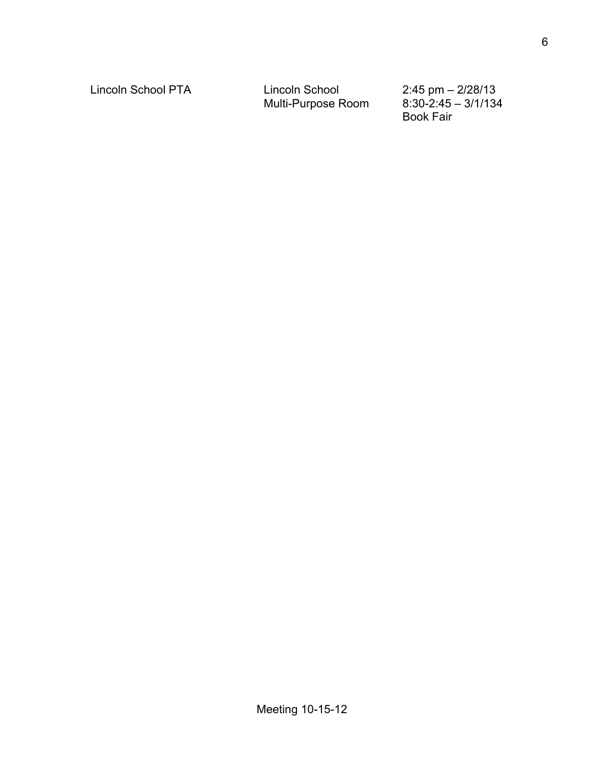| | | |
|---|---|---|
| Lincoln School PTA | Lincoln School<br>Multi-Purpose Room | 2:45 pm – 2/28/13<br>8:30-2:45 – 3/1/134<br>Book Fair |

Meeting 10-15-12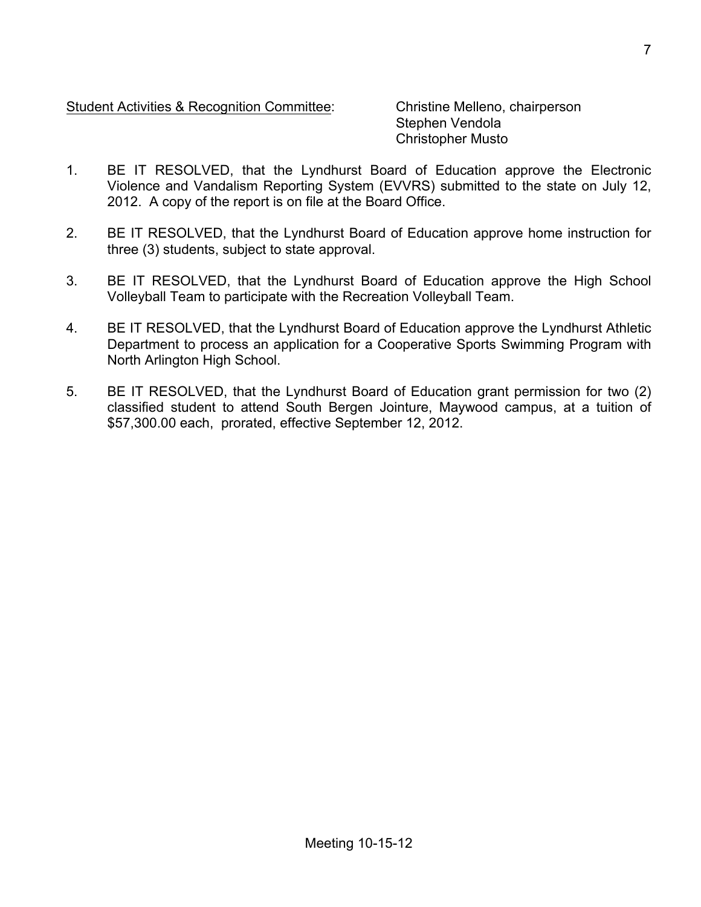Student Activities & Recognition Committee: Christine Melleno, chairperson
Stephen Vendola
Christopher Musto

1. BE IT RESOLVED, that the Lyndhurst Board of Education approve the Electronic Violence and Vandalism Reporting System (EVVRS) submitted to the state on July 12, 2012. A copy of the report is on file at the Board Office.

2. BE IT RESOLVED, that the Lyndhurst Board of Education approve home instruction for three (3) students, subject to state approval.

3. BE IT RESOLVED, that the Lyndhurst Board of Education approve the High School Volleyball Team to participate with the Recreation Volleyball Team.

4. BE IT RESOLVED, that the Lyndhurst Board of Education approve the Lyndhurst Athletic Department to process an application for a Cooperative Sports Swimming Program with North Arlington High School.

5. BE IT RESOLVED, that the Lyndhurst Board of Education grant permission for two (2) classified student to attend South Bergen Jointure, Maywood campus, at a tuition of $57,300.00 each, prorated, effective September 12, 2012.

Meeting 10-15-12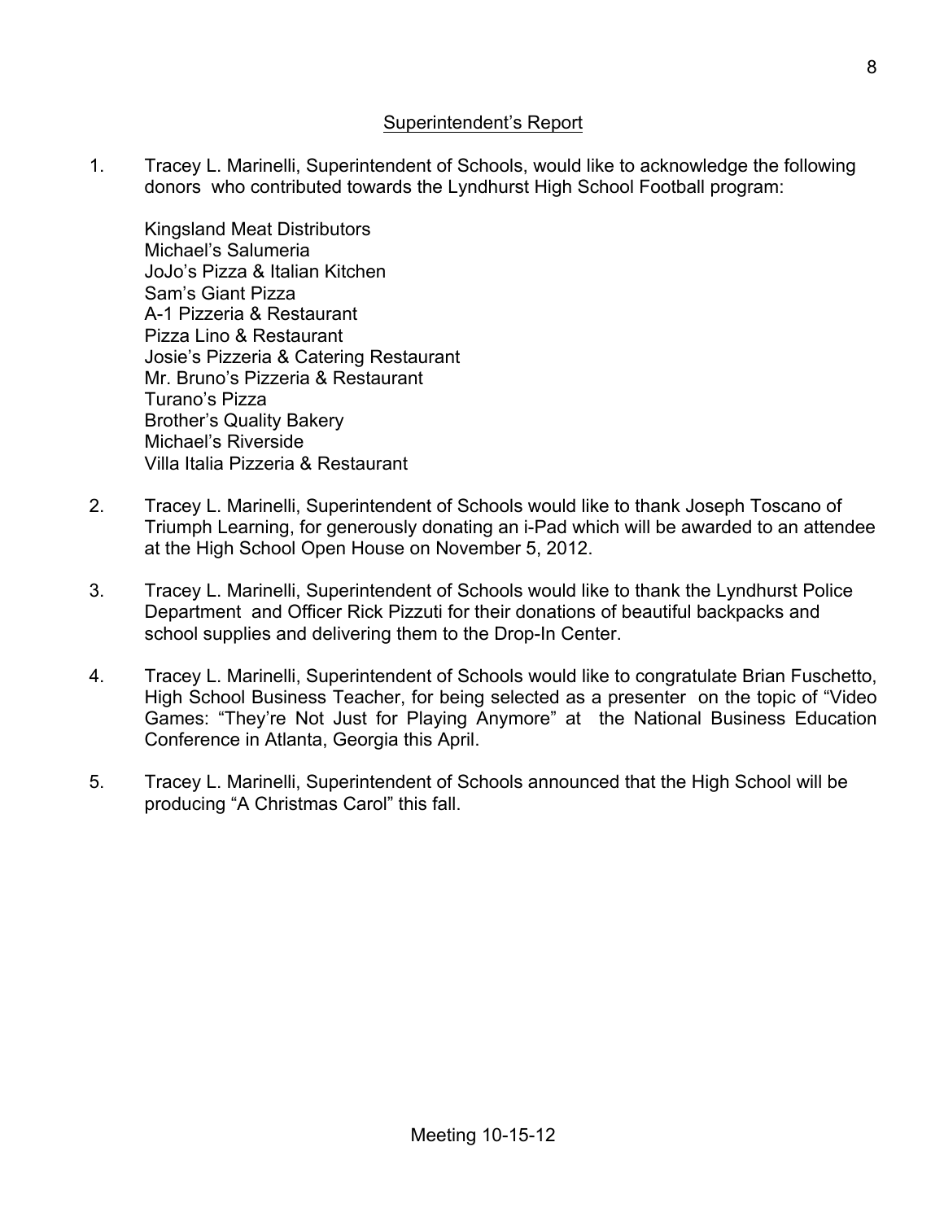## Superintendent's Report

1. Tracey L. Marinelli, Superintendent of Schools, would like to acknowledge the following donors who contributed towards the Lyndhurst High School Football program:

   Kingsland Meat Distributors
   Michael's Salumeria
   JoJo's Pizza & Italian Kitchen
   Sam's Giant Pizza
   A-1 Pizzeria & Restaurant
   Pizza Lino & Restaurant
   Josie's Pizzeria & Catering Restaurant
   Mr. Bruno's Pizzeria & Restaurant
   Turano's Pizza
   Brother's Quality Bakery
   Michael's Riverside
   Villa Italia Pizzeria & Restaurant

2. Tracey L. Marinelli, Superintendent of Schools would like to thank Joseph Toscano of Triumph Learning, for generously donating an i-Pad which will be awarded to an attendee at the High School Open House on November 5, 2012.

3. Tracey L. Marinelli, Superintendent of Schools would like to thank the Lyndhurst Police Department and Officer Rick Pizzuti for their donations of beautiful backpacks and school supplies and delivering them to the Drop-In Center.

4. Tracey L. Marinelli, Superintendent of Schools would like to congratulate Brian Fuschetto, High School Business Teacher, for being selected as a presenter on the topic of "Video Games: "They're Not Just for Playing Anymore" at the National Business Education Conference in Atlanta, Georgia this April.

5. Tracey L. Marinelli, Superintendent of Schools announced that the High School will be producing "A Christmas Carol" this fall.